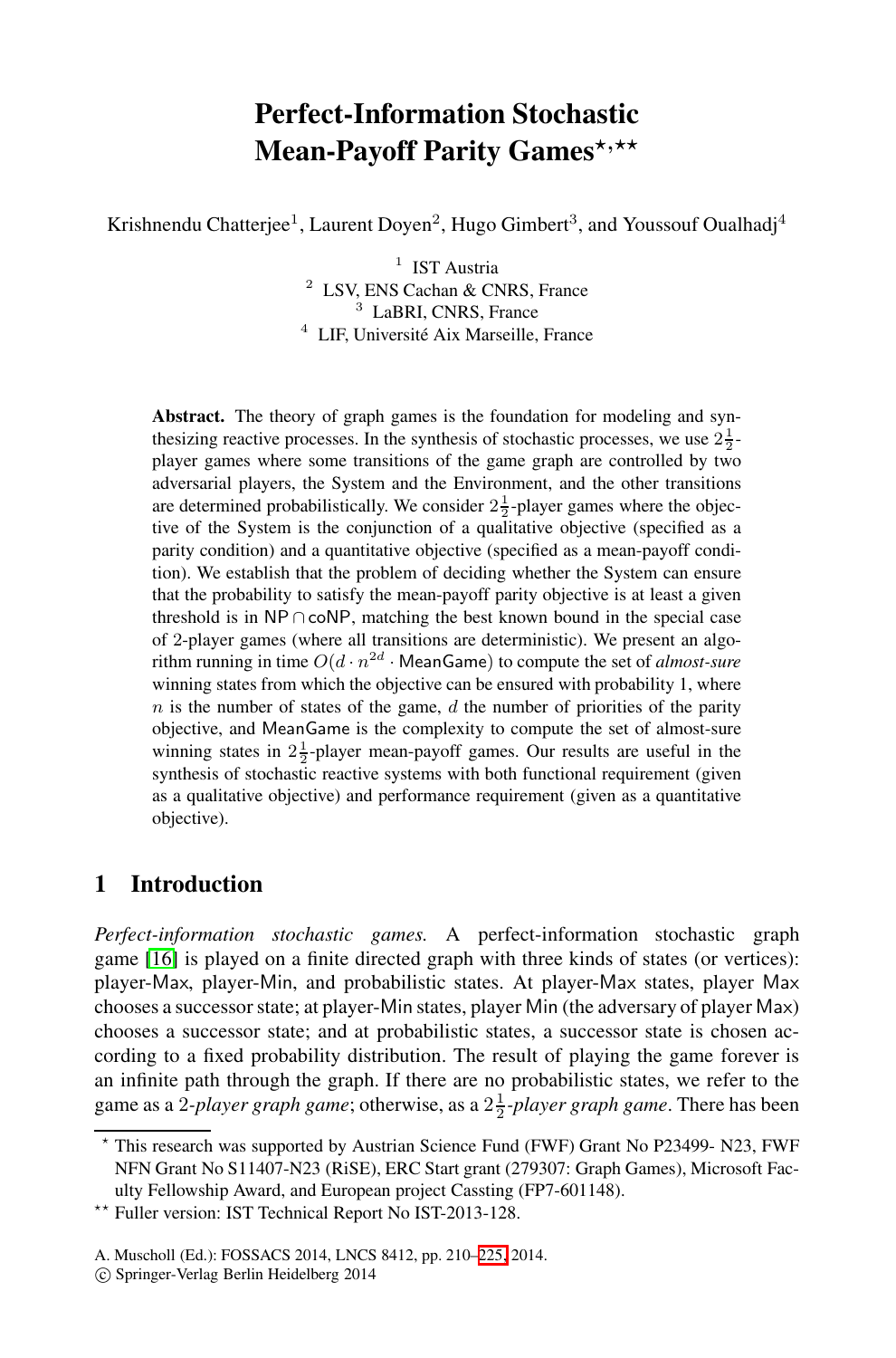# Perfect-Information Stochastic Mean-Payoff Parity Games*,**

Krishnendu Chatterjee[1], Laurent Doyen[2], Hugo Gimbert[3], and Youssouf Oualhadj[4]

[1] IST Austria
[2] LSV, ENS Cachan & CNRS, France
[3] LaBRI, CNRS, France
[4] LIF, Université Aix Marseille, France

**Abstract.** The theory of graph games is the foundation for modeling and synthesizing reactive processes. In the synthesis of stochastic processes, we use $2\frac{1}{2}$-player games where some transitions of the game graph are controlled by two adversarial players, the System and the Environment, and the other transitions are determined probabilistically. We consider $2\frac{1}{2}$-player games where the objective of the System is the conjunction of a qualitative objective (specified as a parity condition) and a quantitative objective (specified as a mean-payoff condition). We establish that the problem of deciding whether the System can ensure that the probability to satisfy the mean-payoff parity objective is at least a given threshold is in $\mathsf{NP} \cap \mathsf{coNP}$, matching the best known bound in the special case of 2-player games (where all transitions are deterministic). We present an algorithm running in time $O(d \cdot n^{2d} \cdot \mathsf{MeanGame})$ to compute the set of *almost-sure* winning states from which the objective can be ensured with probability 1, where $n$ is the number of states of the game, $d$ the number of priorities of the parity objective, and $\mathsf{MeanGame}$ is the complexity to compute the set of almost-sure winning states in $2\frac{1}{2}$-player mean-payoff games. Our results are useful in the synthesis of stochastic reactive systems with both functional requirement (given as a qualitative objective) and performance requirement (given as a quantitative objective).

## 1 Introduction

*Perfect-information stochastic games.* A perfect-information stochastic graph game [16] is played on a finite directed graph with three kinds of states (or vertices): player-Max, player-Min, and probabilistic states. At player-Max states, player Max chooses a successor state; at player-Min states, player Min (the adversary of player Max) chooses a successor state; and at probabilistic states, a successor state is chosen according to a fixed probability distribution. The result of playing the game forever is an infinite path through the graph. If there are no probabilistic states, we refer to the game as a 2*-player graph game*; otherwise, as a $2\frac{1}{2}$*-player graph game*. There has been

* This research was supported by Austrian Science Fund (FWF) Grant No P23499- N23, FWF NFN Grant No S11407-N23 (RiSE), ERC Start grant (279307: Graph Games), Microsoft Faculty Fellowship Award, and European project Cassting (FP7-601148).

** Fuller version: IST Technical Report No IST-2013-128.

A. Muscholl (Ed.): FOSSACS 2014, LNCS 8412, pp. 210–225, 2014.
© Springer-Verlag Berlin Heidelberg 2014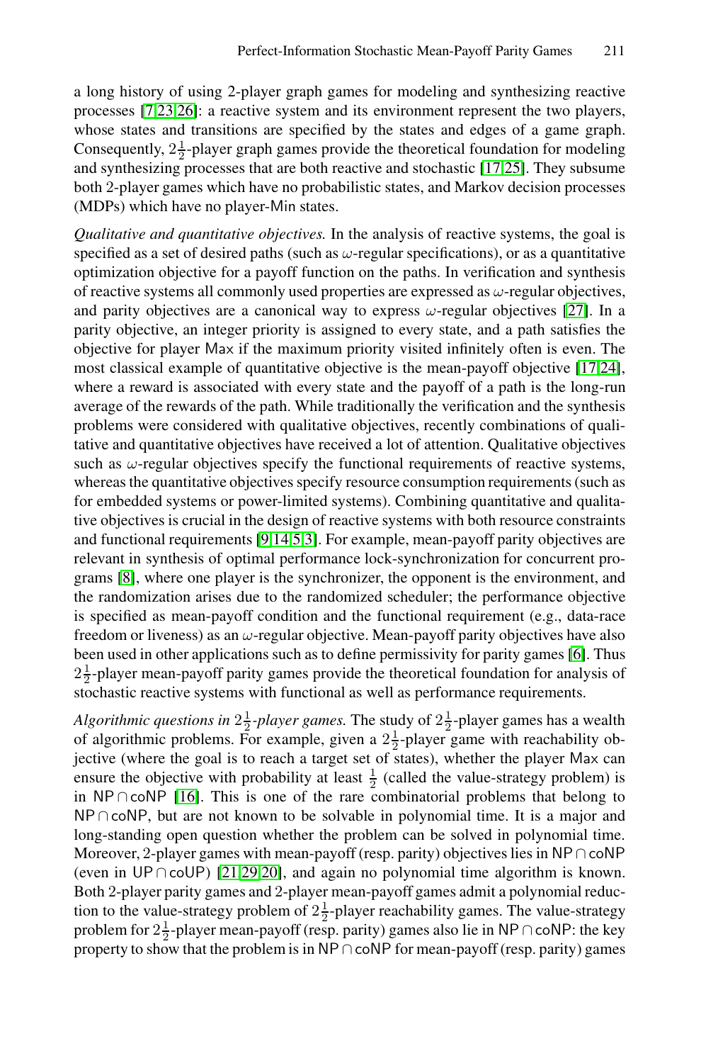a long history of using 2-player graph games for modeling and synthesizing reactive processes [7,23,26]: a reactive system and its environment represent the two players, whose states and transitions are specified by the states and edges of a game graph. Consequently, $2\frac{1}{2}$-player graph games provide the theoretical foundation for modeling and synthesizing processes that are both reactive and stochastic [17,25]. They subsume both 2-player games which have no probabilistic states, and Markov decision processes (MDPs) which have no player-Min states.

*Qualitative and quantitative objectives.* In the analysis of reactive systems, the goal is specified as a set of desired paths (such as $\omega$-regular specifications), or as a quantitative optimization objective for a payoff function on the paths. In verification and synthesis of reactive systems all commonly used properties are expressed as $\omega$-regular objectives, and parity objectives are a canonical way to express $\omega$-regular objectives [27]. In a parity objective, an integer priority is assigned to every state, and a path satisfies the objective for player Max if the maximum priority visited infinitely often is even. The most classical example of quantitative objective is the mean-payoff objective [17,24], where a reward is associated with every state and the payoff of a path is the long-run average of the rewards of the path. While traditionally the verification and the synthesis problems were considered with qualitative objectives, recently combinations of qualitative and quantitative objectives have received a lot of attention. Qualitative objectives such as $\omega$-regular objectives specify the functional requirements of reactive systems, whereas the quantitative objectives specify resource consumption requirements (such as for embedded systems or power-limited systems). Combining quantitative and qualitative objectives is crucial in the design of reactive systems with both resource constraints and functional requirements [9,14,5,3]. For example, mean-payoff parity objectives are relevant in synthesis of optimal performance lock-synchronization for concurrent programs [8], where one player is the synchronizer, the opponent is the environment, and the randomization arises due to the randomized scheduler; the performance objective is specified as mean-payoff condition and the functional requirement (e.g., data-race freedom or liveness) as an $\omega$-regular objective. Mean-payoff parity objectives have also been used in other applications such as to define permissivity for parity games [6]. Thus $2\frac{1}{2}$-player mean-payoff parity games provide the theoretical foundation for analysis of stochastic reactive systems with functional as well as performance requirements.

*Algorithmic questions in $2\frac{1}{2}$-player games.* The study of $2\frac{1}{2}$-player games has a wealth of algorithmic problems. For example, given a $2\frac{1}{2}$-player game with reachability objective (where the goal is to reach a target set of states), whether the player Max can ensure the objective with probability at least $\frac{1}{2}$ (called the value-strategy problem) is in $\mathsf{NP} \cap \mathsf{coNP}$ [16]. This is one of the rare combinatorial problems that belong to $\mathsf{NP} \cap \mathsf{coNP}$, but are not known to be solvable in polynomial time. It is a major and long-standing open question whether the problem can be solved in polynomial time. Moreover, 2-player games with mean-payoff (resp. parity) objectives lies in $\mathsf{NP} \cap \mathsf{coNP}$ (even in $\mathsf{UP} \cap \mathsf{coUP}$) [21,29,20], and again no polynomial time algorithm is known. Both 2-player parity games and 2-player mean-payoff games admit a polynomial reduction to the value-strategy problem of $2\frac{1}{2}$-player reachability games. The value-strategy problem for $2\frac{1}{2}$-player mean-payoff (resp. parity) games also lie in $\mathsf{NP} \cap \mathsf{coNP}$: the key property to show that the problem is in $\mathsf{NP} \cap \mathsf{coNP}$ for mean-payoff (resp. parity) games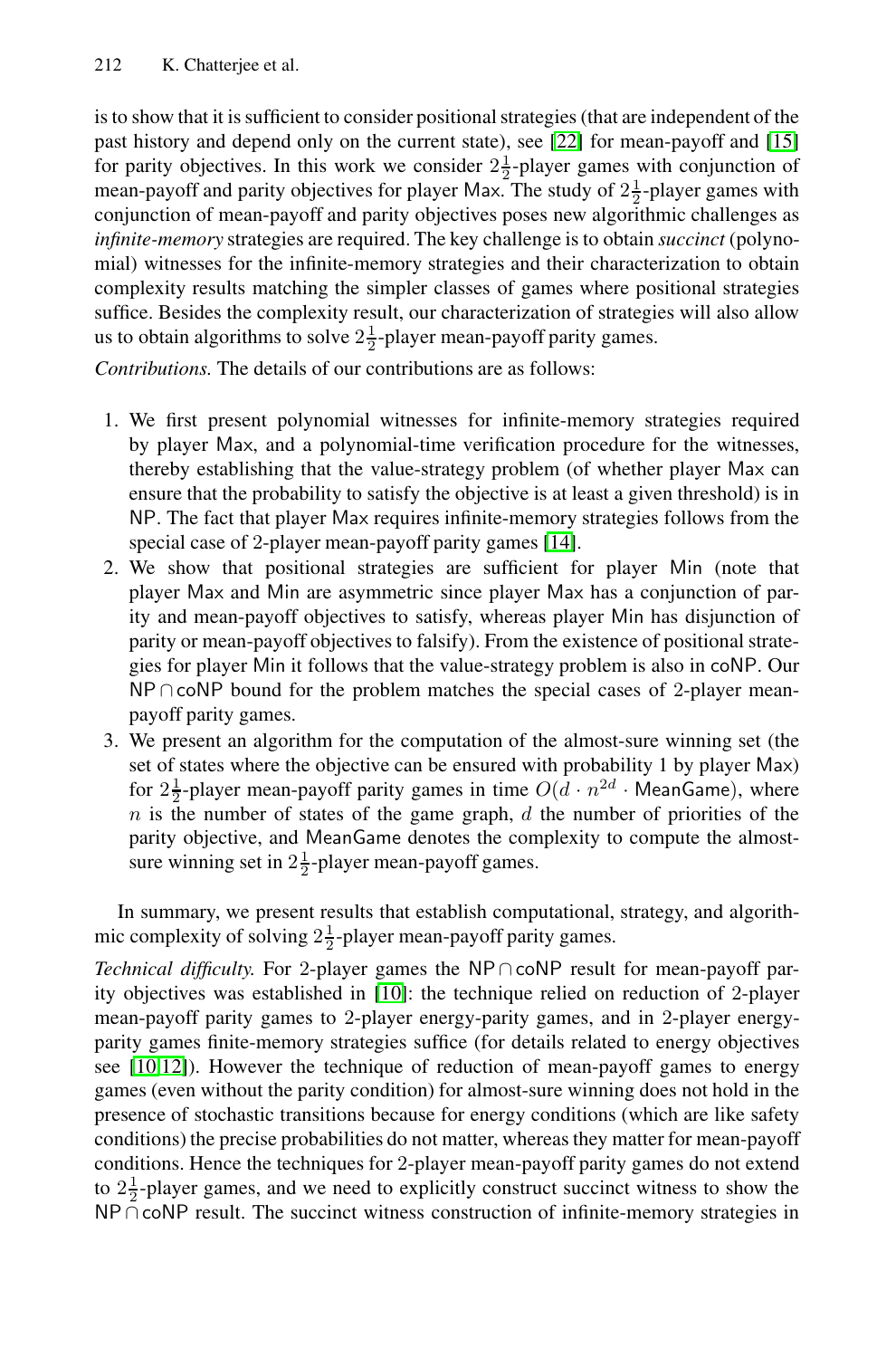is to show that it is sufficient to consider positional strategies (that are independent of the past history and depend only on the current state), see [22] for mean-payoff and [15] for parity objectives. In this work we consider $2\frac{1}{2}$-player games with conjunction of mean-payoff and parity objectives for player Max. The study of $2\frac{1}{2}$-player games with conjunction of mean-payoff and parity objectives poses new algorithmic challenges as *infinite-memory* strategies are required. The key challenge is to obtain *succinct* (polynomial) witnesses for the infinite-memory strategies and their characterization to obtain complexity results matching the simpler classes of games where positional strategies suffice. Besides the complexity result, our characterization of strategies will also allow us to obtain algorithms to solve $2\frac{1}{2}$-player mean-payoff parity games.

*Contributions.* The details of our contributions are as follows:

1. We first present polynomial witnesses for infinite-memory strategies required by player Max, and a polynomial-time verification procedure for the witnesses, thereby establishing that the value-strategy problem (of whether player Max can ensure that the probability to satisfy the objective is at least a given threshold) is in NP. The fact that player Max requires infinite-memory strategies follows from the special case of 2-player mean-payoff parity games [14].
2. We show that positional strategies are sufficient for player Min (note that player Max and Min are asymmetric since player Max has a conjunction of parity and mean-payoff objectives to satisfy, whereas player Min has disjunction of parity or mean-payoff objectives to falsify). From the existence of positional strategies for player Min it follows that the value-strategy problem is also in coNP. Our $\mathsf{NP} \cap \mathsf{coNP}$ bound for the problem matches the special cases of 2-player mean-payoff parity games.
3. We present an algorithm for the computation of the almost-sure winning set (the set of states where the objective can be ensured with probability 1 by player Max) for $2\frac{1}{2}$-player mean-payoff parity games in time $O(d \cdot n^{2d} \cdot \mathsf{MeanGame})$, where $n$ is the number of states of the game graph, $d$ the number of priorities of the parity objective, and MeanGame denotes the complexity to compute the almost-sure winning set in $2\frac{1}{2}$-player mean-payoff games.

In summary, we present results that establish computational, strategy, and algorithmic complexity of solving $2\frac{1}{2}$-player mean-payoff parity games.

*Technical difficulty.* For 2-player games the $\mathsf{NP} \cap \mathsf{coNP}$ result for mean-payoff parity objectives was established in [10]: the technique relied on reduction of 2-player mean-payoff parity games to 2-player energy-parity games, and in 2-player energy-parity games finite-memory strategies suffice (for details related to energy objectives see [10,12]). However the technique of reduction of mean-payoff games to energy games (even without the parity condition) for almost-sure winning does not hold in the presence of stochastic transitions because for energy conditions (which are like safety conditions) the precise probabilities do not matter, whereas they matter for mean-payoff conditions. Hence the techniques for 2-player mean-payoff parity games do not extend to $2\frac{1}{2}$-player games, and we need to explicitly construct succinct witness to show the $\mathsf{NP} \cap \mathsf{coNP}$ result. The succinct witness construction of infinite-memory strategies in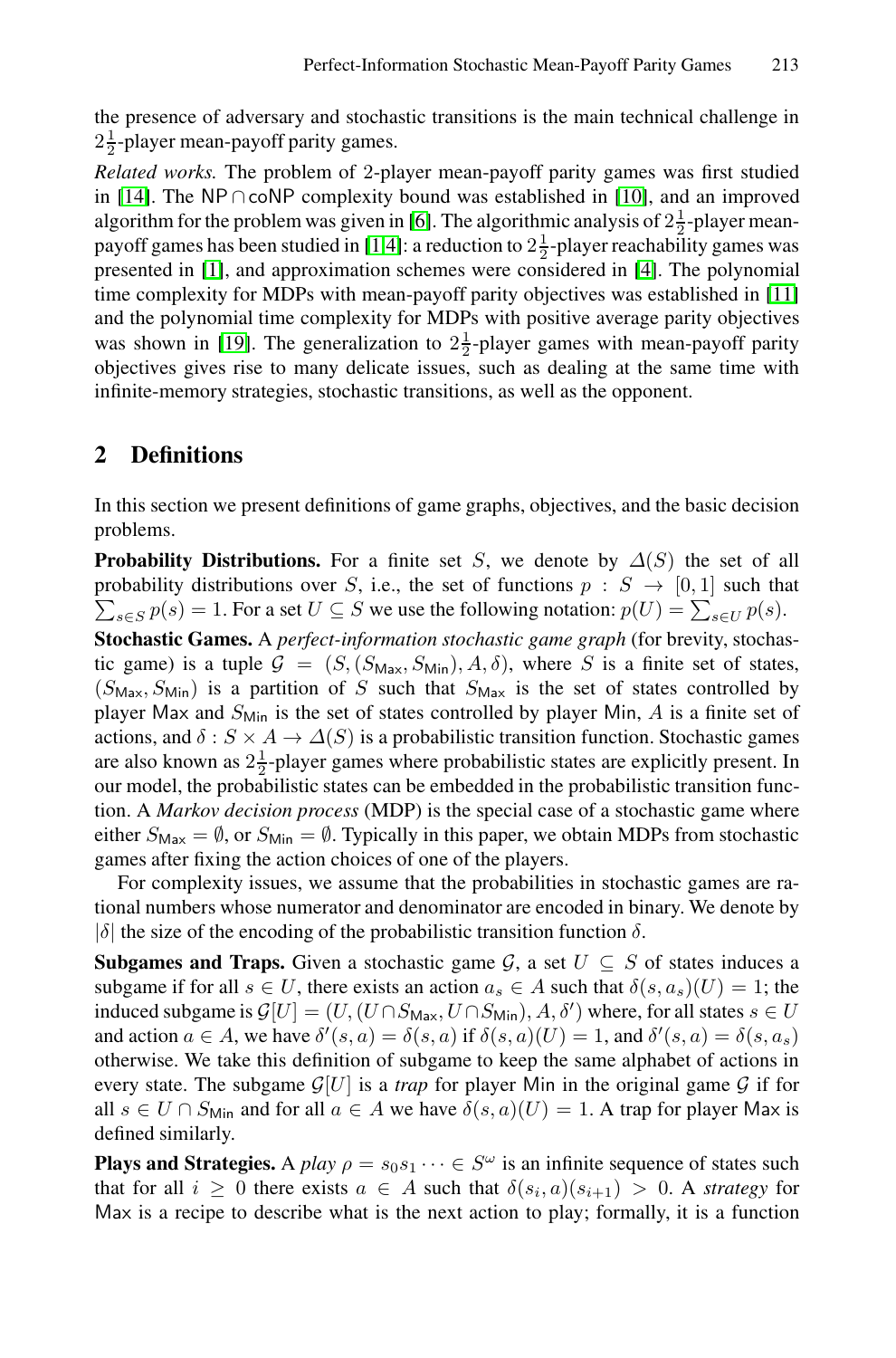the presence of adversary and stochastic transitions is the main technical challenge in $2\frac{1}{2}$-player mean-payoff parity games.

*Related works.* The problem of 2-player mean-payoff parity games was first studied in [14]. The $\mathsf{NP} \cap \mathsf{coNP}$ complexity bound was established in [10], and an improved algorithm for the problem was given in [6]. The algorithmic analysis of $2\frac{1}{2}$-player mean-payoff games has been studied in [1,4]: a reduction to $2\frac{1}{2}$-player reachability games was presented in [1], and approximation schemes were considered in [4]. The polynomial time complexity for MDPs with mean-payoff parity objectives was established in [11] and the polynomial time complexity for MDPs with positive average parity objectives was shown in [19]. The generalization to $2\frac{1}{2}$-player games with mean-payoff parity objectives gives rise to many delicate issues, such as dealing at the same time with infinite-memory strategies, stochastic transitions, as well as the opponent.

## 2 Definitions

In this section we present definitions of game graphs, objectives, and the basic decision problems.

**Probability Distributions.** For a finite set $S$, we denote by $\Delta(S)$ the set of all probability distributions over $S$, i.e., the set of functions $p : S \to [0,1]$ such that $\sum_{s \in S} p(s) = 1$. For a set $U \subseteq S$ we use the following notation: $p(U) = \sum_{s \in U} p(s)$.

**Stochastic Games.** A *perfect-information stochastic game graph* (for brevity, stochastic game) is a tuple $\mathcal{G} = (S, (S_{\mathsf{Max}}, S_{\mathsf{Min}}), A, \delta)$, where $S$ is a finite set of states, $(S_{\mathsf{Max}}, S_{\mathsf{Min}})$ is a partition of $S$ such that $S_{\mathsf{Max}}$ is the set of states controlled by player $\mathsf{Max}$ and $S_{\mathsf{Min}}$ is the set of states controlled by player $\mathsf{Min}$, $A$ is a finite set of actions, and $\delta : S \times A \to \Delta(S)$ is a probabilistic transition function. Stochastic games are also known as $2\frac{1}{2}$-player games where probabilistic states are explicitly present. In our model, the probabilistic states can be embedded in the probabilistic transition function. A *Markov decision process* (MDP) is the special case of a stochastic game where either $S_{\mathsf{Max}} = \emptyset$, or $S_{\mathsf{Min}} = \emptyset$. Typically in this paper, we obtain MDPs from stochastic games after fixing the action choices of one of the players.

For complexity issues, we assume that the probabilities in stochastic games are rational numbers whose numerator and denominator are encoded in binary. We denote by $|\delta|$ the size of the encoding of the probabilistic transition function $\delta$.

**Subgames and Traps.** Given a stochastic game $\mathcal{G}$, a set $U \subseteq S$ of states induces a subgame if for all $s \in U$, there exists an action $a_s \in A$ such that $\delta(s, a_s)(U) = 1$; the induced subgame is $\mathcal{G}[U] = (U, (U \cap S_{\mathsf{Max}}, U \cap S_{\mathsf{Min}}), A, \delta')$ where, for all states $s \in U$ and action $a \in A$, we have $\delta'(s,a) = \delta(s,a)$ if $\delta(s,a)(U) = 1$, and $\delta'(s,a) = \delta(s,a_s)$ otherwise. We take this definition of subgame to keep the same alphabet of actions in every state. The subgame $\mathcal{G}[U]$ is a *trap* for player $\mathsf{Min}$ in the original game $\mathcal{G}$ if for all $s \in U \cap S_{\mathsf{Min}}$ and for all $a \in A$ we have $\delta(s,a)(U) = 1$. A trap for player $\mathsf{Max}$ is defined similarly.

**Plays and Strategies.** A *play* $\rho = s_0 s_1 \dots \in S^\omega$ is an infinite sequence of states such that for all $i \geq 0$ there exists $a \in A$ such that $\delta(s_i, a)(s_{i+1}) > 0$. A *strategy* for $\mathsf{Max}$ is a recipe to describe what is the next action to play; formally, it is a function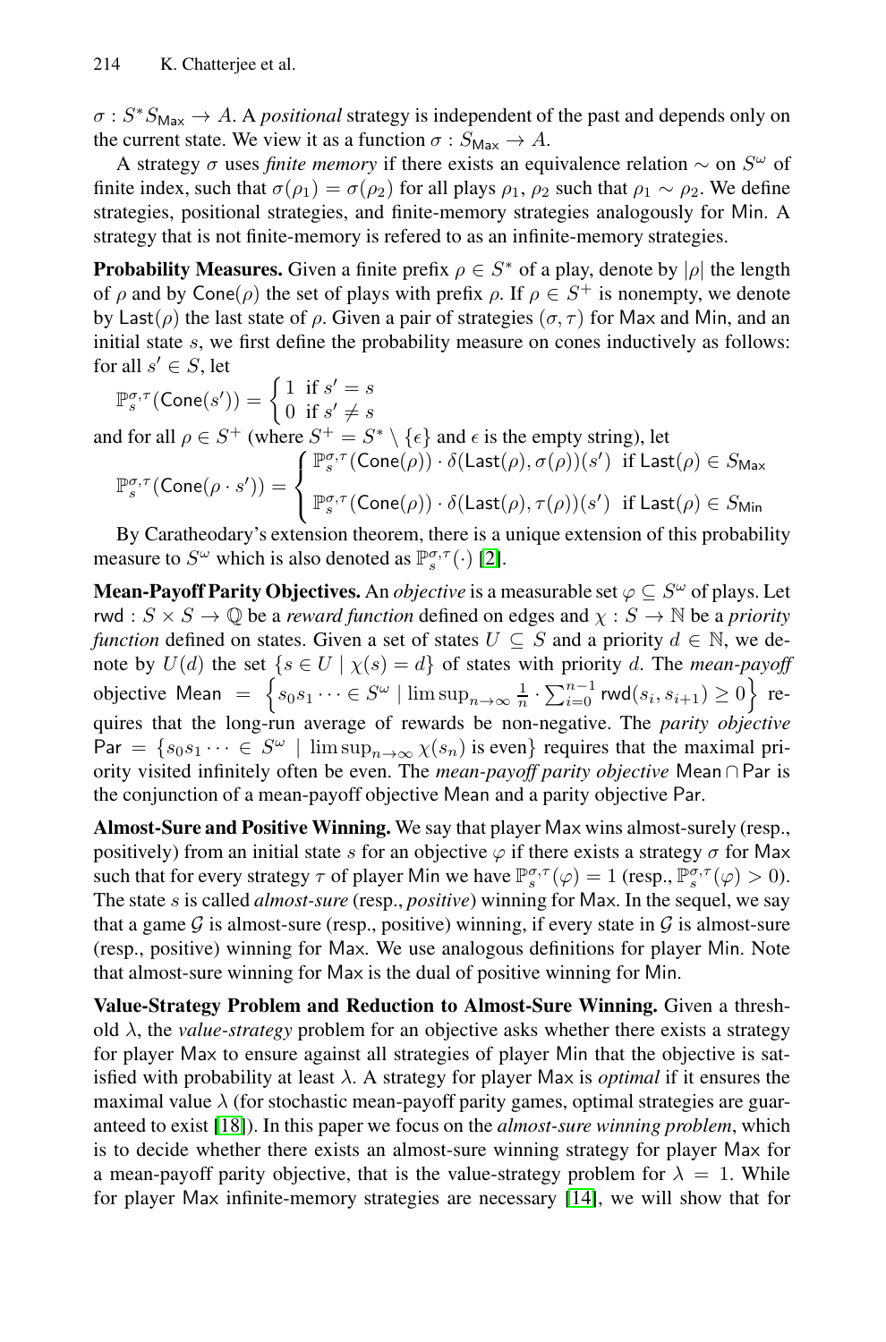$\sigma : S^* S_{\mathsf{Max}} \to A$. A *positional* strategy is independent of the past and depends only on the current state. We view it as a function $\sigma : S_{\mathsf{Max}} \to A$.

A strategy $\sigma$ uses *finite memory* if there exists an equivalence relation $\sim$ on $S^\omega$ of finite index, such that $\sigma(\rho_1) = \sigma(\rho_2)$ for all plays $\rho_1$, $\rho_2$ such that $\rho_1 \sim \rho_2$. We define strategies, positional strategies, and finite-memory strategies analogously for Min. A strategy that is not finite-memory is refered to as an infinite-memory strategies.

**Probability Measures.** Given a finite prefix $\rho \in S^*$ of a play, denote by $|\rho|$ the length of $\rho$ and by $\mathsf{Cone}(\rho)$ the set of plays with prefix $\rho$. If $\rho \in S^+$ is nonempty, we denote by $\mathsf{Last}(\rho)$ the last state of $\rho$. Given a pair of strategies $(\sigma, \tau)$ for Max and Min, and an initial state $s$, we first define the probability measure on cones inductively as follows: for all $s' \in S$, let

$$\mathbb{P}_s^{\sigma,\tau}(\mathsf{Cone}(s')) = \begin{cases} 1 & \text{if } s' = s \\ 0 & \text{if } s' \neq s \end{cases}$$

and for all $\rho \in S^+$ (where $S^+ = S^* \setminus \{\epsilon\}$ and $\epsilon$ is the empty string), let

$$\mathbb{P}_s^{\sigma,\tau}(\mathsf{Cone}(\rho \cdot s')) = \begin{cases} \mathbb{P}_s^{\sigma,\tau}(\mathsf{Cone}(\rho)) \cdot \delta(\mathsf{Last}(\rho), \sigma(\rho))(s') & \text{if } \mathsf{Last}(\rho) \in S_{\mathsf{Max}} \\ \mathbb{P}_s^{\sigma,\tau}(\mathsf{Cone}(\rho)) \cdot \delta(\mathsf{Last}(\rho), \tau(\rho))(s') & \text{if } \mathsf{Last}(\rho) \in S_{\mathsf{Min}} \end{cases}$$

By Caratheodary's extension theorem, there is a unique extension of this probability measure to $S^\omega$ which is also denoted as $\mathbb{P}_s^{\sigma,\tau}(\cdot)$ [2].

**Mean-Payoff Parity Objectives.** An *objective* is a measurable set $\varphi \subseteq S^\omega$ of plays. Let $\mathsf{rwd} : S \times S \to \mathbb{Q}$ be a *reward function* defined on edges and $\chi : S \to \mathbb{N}$ be a *priority function* defined on states. Given a set of states $U \subseteq S$ and a priority $d \in \mathbb{N}$, we denote by $U(d)$ the set $\{s \in U \mid \chi(s) = d\}$ of states with priority $d$. The *mean-payoff* objective $\mathsf{Mean} = \left\{ s_0 s_1 \cdots \in S^\omega \mid \limsup_{n\to\infty} \frac{1}{n} \cdot \sum_{i=0}^{n-1} \mathsf{rwd}(s_i, s_{i+1}) \geq 0 \right\}$ requires that the long-run average of rewards be non-negative. The *parity objective* $\mathsf{Par} = \{s_0 s_1 \cdots \in S^\omega \mid \limsup_{n\to\infty} \chi(s_n) \text{ is even}\}$ requires that the maximal priority visited infinitely often be even. The *mean-payoff parity objective* $\mathsf{Mean} \cap \mathsf{Par}$ is the conjunction of a mean-payoff objective Mean and a parity objective Par.

**Almost-Sure and Positive Winning.** We say that player Max wins almost-surely (resp., positively) from an initial state $s$ for an objective $\varphi$ if there exists a strategy $\sigma$ for Max such that for every strategy $\tau$ of player Min we have $\mathbb{P}_s^{\sigma,\tau}(\varphi) = 1$ (resp., $\mathbb{P}_s^{\sigma,\tau}(\varphi) > 0$). The state $s$ is called *almost-sure* (resp., *positive*) winning for Max. In the sequel, we say that a game $\mathcal{G}$ is almost-sure (resp., positive) winning, if every state in $\mathcal{G}$ is almost-sure (resp., positive) winning for Max. We use analogous definitions for player Min. Note that almost-sure winning for Max is the dual of positive winning for Min.

**Value-Strategy Problem and Reduction to Almost-Sure Winning.** Given a threshold $\lambda$, the *value-strategy* problem for an objective asks whether there exists a strategy for player Max to ensure against all strategies of player Min that the objective is satisfied with probability at least $\lambda$. A strategy for player Max is *optimal* if it ensures the maximal value $\lambda$ (for stochastic mean-payoff parity games, optimal strategies are guaranteed to exist [18]). In this paper we focus on the *almost-sure winning problem*, which is to decide whether there exists an almost-sure winning strategy for player Max for a mean-payoff parity objective, that is the value-strategy problem for $\lambda = 1$. While for player Max infinite-memory strategies are necessary [14], we will show that for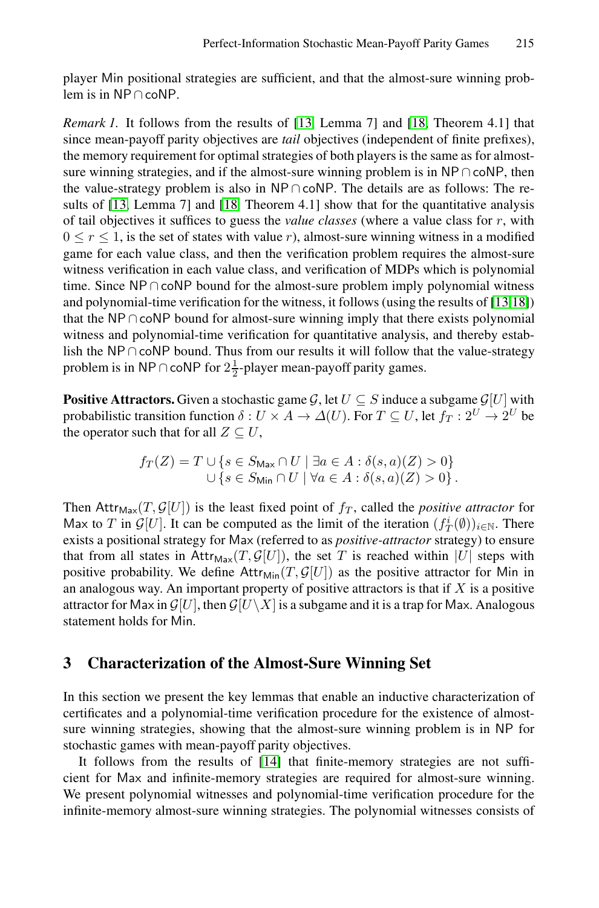player Min positional strategies are sufficient, and that the almost-sure winning problem is in $\mathsf{NP} \cap \mathsf{coNP}$.

*Remark 1.* It follows from the results of [13, Lemma 7] and [18, Theorem 4.1] that since mean-payoff parity objectives are *tail* objectives (independent of finite prefixes), the memory requirement for optimal strategies of both players is the same as for almost-sure winning strategies, and if the almost-sure winning problem is in $\mathsf{NP} \cap \mathsf{coNP}$, then the value-strategy problem is also in $\mathsf{NP} \cap \mathsf{coNP}$. The details are as follows: The results of [13, Lemma 7] and [18, Theorem 4.1] show that for the quantitative analysis of tail objectives it suffices to guess the *value classes* (where a value class for $r$, with $0 \leq r \leq 1$, is the set of states with value $r$), almost-sure winning witness in a modified game for each value class, and then the verification problem requires the almost-sure witness verification in each value class, and verification of MDPs which is polynomial time. Since $\mathsf{NP} \cap \mathsf{coNP}$ bound for the almost-sure problem imply polynomial witness and polynomial-time verification for the witness, it follows (using the results of [13,18]) that the $\mathsf{NP} \cap \mathsf{coNP}$ bound for almost-sure winning imply that there exists polynomial witness and polynomial-time verification for quantitative analysis, and thereby establish the $\mathsf{NP} \cap \mathsf{coNP}$ bound. Thus from our results it will follow that the value-strategy problem is in $\mathsf{NP} \cap \mathsf{coNP}$ for $2\frac{1}{2}$-player mean-payoff parity games.

**Positive Attractors.** Given a stochastic game $\mathcal{G}$, let $U \subseteq S$ induce a subgame $\mathcal{G}[U]$ with probabilistic transition function $\delta : U \times A \to \Delta(U)$. For $T \subseteq U$, let $f_T : 2^U \to 2^U$ be the operator such that for all $Z \subseteq U$,

$$f_T(Z) = T \cup \{s \in S_{\mathsf{Max}} \cap U \mid \exists a \in A : \delta(s,a)(Z) > 0\} \\ \cup \{s \in S_{\mathsf{Min}} \cap U \mid \forall a \in A : \delta(s,a)(Z) > 0\}.$$

Then $\mathsf{Attr}_{\mathsf{Max}}(T, \mathcal{G}[U])$ is the least fixed point of $f_T$, called the *positive attractor* for $\mathsf{Max}$ to $T$ in $\mathcal{G}[U]$. It can be computed as the limit of the iteration $(f_T^i(\emptyset))_{i \in \mathbb{N}}$. There exists a positional strategy for $\mathsf{Max}$ (referred to as *positive-attractor* strategy) to ensure that from all states in $\mathsf{Attr}_{\mathsf{Max}}(T, \mathcal{G}[U])$, the set $T$ is reached within $|U|$ steps with positive probability. We define $\mathsf{Attr}_{\mathsf{Min}}(T, \mathcal{G}[U])$ as the positive attractor for $\mathsf{Min}$ in an analogous way. An important property of positive attractors is that if $X$ is a positive attractor for $\mathsf{Max}$ in $\mathcal{G}[U]$, then $\mathcal{G}[U \setminus X]$ is a subgame and it is a trap for $\mathsf{Max}$. Analogous statement holds for $\mathsf{Min}$.

## 3 Characterization of the Almost-Sure Winning Set

In this section we present the key lemmas that enable an inductive characterization of certificates and a polynomial-time verification procedure for the existence of almost-sure winning strategies, showing that the almost-sure winning problem is in $\mathsf{NP}$ for stochastic games with mean-payoff parity objectives.

It follows from the results of [14] that finite-memory strategies are not sufficient for $\mathsf{Max}$ and infinite-memory strategies are required for almost-sure winning. We present polynomial witnesses and polynomial-time verification procedure for the infinite-memory almost-sure winning strategies. The polynomial witnesses consists of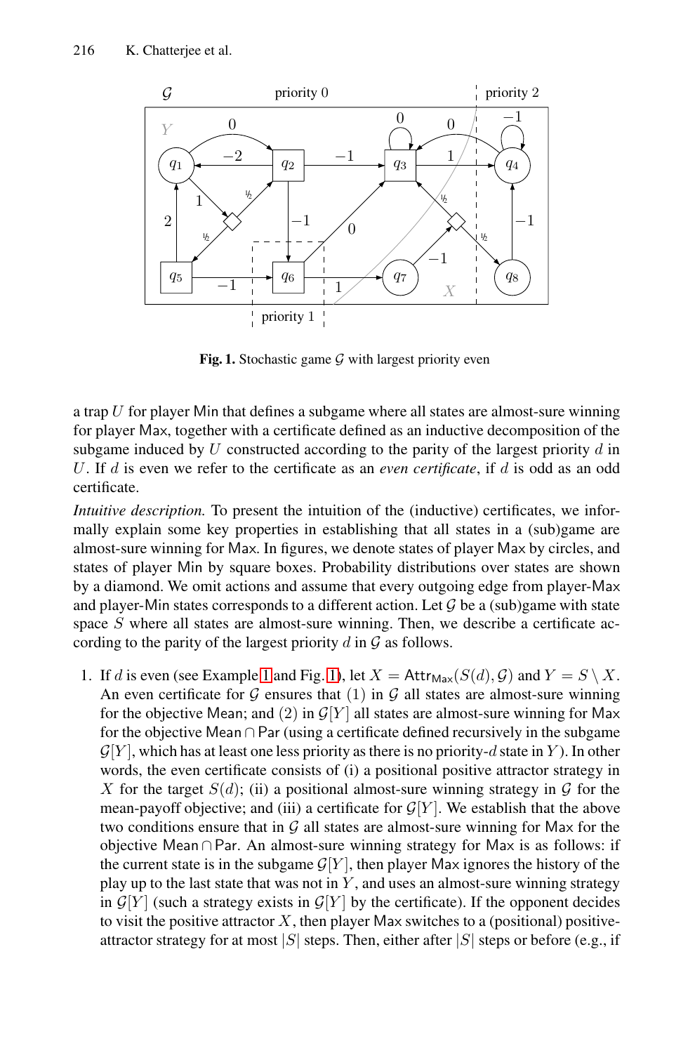𝒢 priority 0 priority 2

Y

$q_1$ $q_2$ $q_3$ $q_4$

$q_5$ $q_6$ $q_7$ $q_8$

0 −2 −1 0 0 1 −1

1 ½ ½ 2 −1 0 ½ ½ −1 −1

−1 1

X

priority 1

**Fig. 1.** Stochastic game $\mathcal{G}$ with largest priority even

a trap $U$ for player Min that defines a subgame where all states are almost-sure winning for player Max, together with a certificate defined as an inductive decomposition of the subgame induced by $U$ constructed according to the parity of the largest priority $d$ in $U$. If $d$ is even we refer to the certificate as an *even certificate*, if $d$ is odd as an odd certificate.

*Intuitive description.* To present the intuition of the (inductive) certificates, we informally explain some key properties in establishing that all states in a (sub)game are almost-sure winning for Max. In figures, we denote states of player Max by circles, and states of player Min by square boxes. Probability distributions over states are shown by a diamond. We omit actions and assume that every outgoing edge from player-Max and player-Min states corresponds to a different action. Let $\mathcal{G}$ be a (sub)game with state space $S$ where all states are almost-sure winning. Then, we describe a certificate according to the parity of the largest priority $d$ in $\mathcal{G}$ as follows.

1. If $d$ is even (see Example 1 and Fig. 1), let $X = \mathsf{Attr}_{\mathsf{Max}}(S(d), \mathcal{G})$ and $Y = S \setminus X$. An even certificate for $\mathcal{G}$ ensures that (1) in $\mathcal{G}$ all states are almost-sure winning for the objective Mean; and (2) in $\mathcal{G}[Y]$ all states are almost-sure winning for Max for the objective $\mathsf{Mean} \cap \mathsf{Par}$ (using a certificate defined recursively in the subgame $\mathcal{G}[Y]$, which has at least one less priority as there is no priority-$d$ state in $Y$). In other words, the even certificate consists of (i) a positional positive attractor strategy in $X$ for the target $S(d)$; (ii) a positional almost-sure winning strategy in $\mathcal{G}$ for the mean-payoff objective; and (iii) a certificate for $\mathcal{G}[Y]$. We establish that the above two conditions ensure that in $\mathcal{G}$ all states are almost-sure winning for Max for the objective $\mathsf{Mean} \cap \mathsf{Par}$. An almost-sure winning strategy for Max is as follows: if the current state is in the subgame $\mathcal{G}[Y]$, then player Max ignores the history of the play up to the last state that was not in $Y$, and uses an almost-sure winning strategy in $\mathcal{G}[Y]$ (such a strategy exists in $\mathcal{G}[Y]$ by the certificate). If the opponent decides to visit the positive attractor $X$, then player Max switches to a (positional) positive-attractor strategy for at most $|S|$ steps. Then, either after $|S|$ steps or before (e.g., if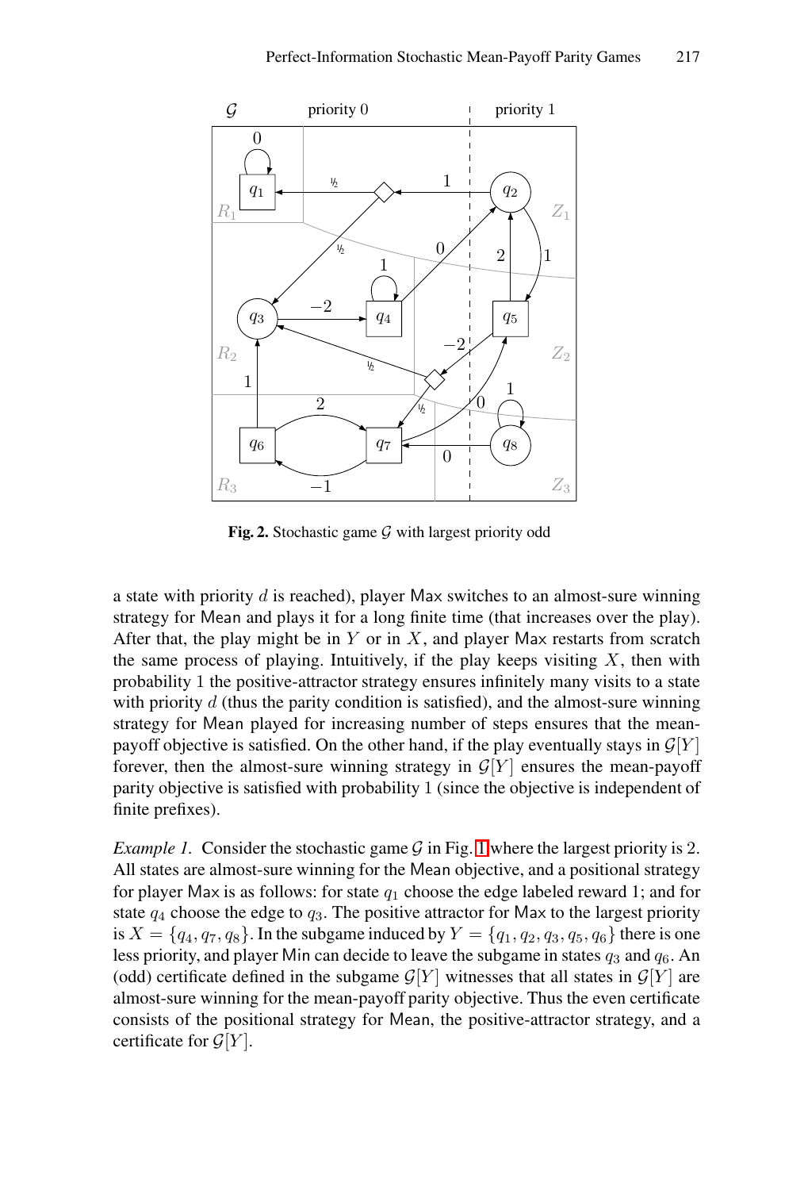𝒢

priority 0

priority 1

0

1

½

½

1

0

2

1

−2

−2

½

½

1

2

0

1

0

−1

$q_1$ $q_2$ $q_3$ $q_4$ $q_5$ $q_6$ $q_7$ $q_8$

$R_1$ $R_2$ $R_3$ $Z_1$ $Z_2$ $Z_3$

**Fig. 2.** Stochastic game $\mathcal{G}$ with largest priority odd

a state with priority $d$ is reached), player Max switches to an almost-sure winning strategy for Mean and plays it for a long finite time (that increases over the play). After that, the play might be in $Y$ or in $X$, and player Max restarts from scratch the same process of playing. Intuitively, if the play keeps visiting $X$, then with probability 1 the positive-attractor strategy ensures infinitely many visits to a state with priority $d$ (thus the parity condition is satisfied), and the almost-sure winning strategy for Mean played for increasing number of steps ensures that the mean-payoff objective is satisfied. On the other hand, if the play eventually stays in $\mathcal{G}[Y]$ forever, then the almost-sure winning strategy in $\mathcal{G}[Y]$ ensures the mean-payoff parity objective is satisfied with probability 1 (since the objective is independent of finite prefixes).

*Example 1.* Consider the stochastic game $\mathcal{G}$ in Fig. 1 where the largest priority is 2. All states are almost-sure winning for the Mean objective, and a positional strategy for player Max is as follows: for state $q_1$ choose the edge labeled reward 1; and for state $q_4$ choose the edge to $q_3$. The positive attractor for Max to the largest priority is $X = \{q_4, q_7, q_8\}$. In the subgame induced by $Y = \{q_1, q_2, q_3, q_5, q_6\}$ there is one less priority, and player Min can decide to leave the subgame in states $q_3$ and $q_6$. An (odd) certificate defined in the subgame $\mathcal{G}[Y]$ witnesses that all states in $\mathcal{G}[Y]$ are almost-sure winning for the mean-payoff parity objective. Thus the even certificate consists of the positional strategy for Mean, the positive-attractor strategy, and a certificate for $\mathcal{G}[Y]$.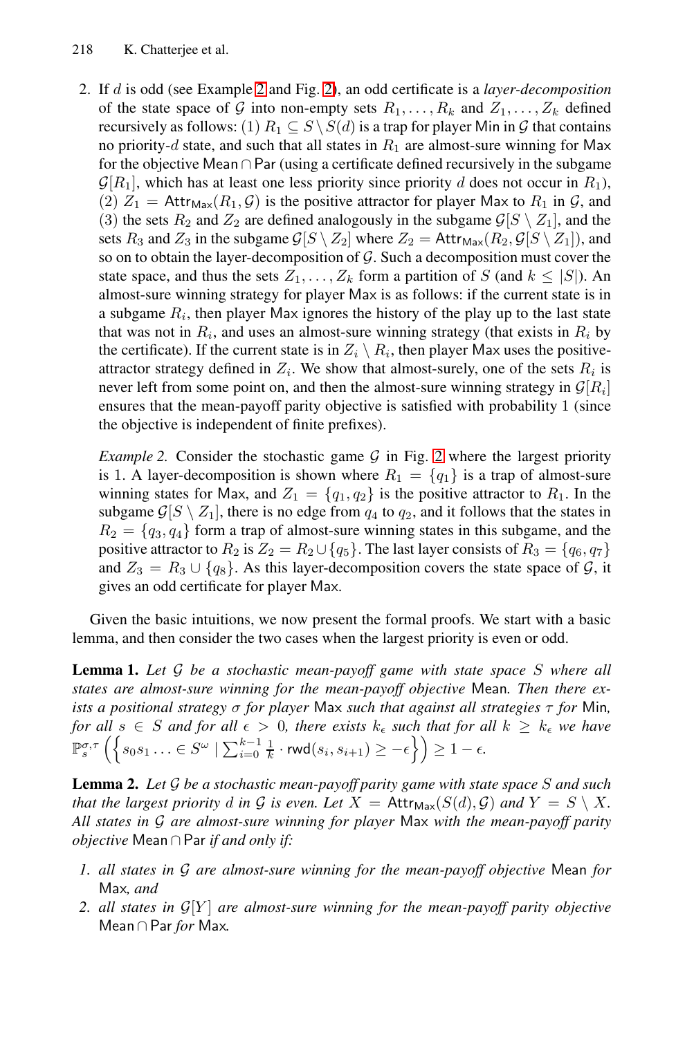2. If $d$ is odd (see Example 2 and Fig. 2), an odd certificate is a *layer-decomposition* of the state space of $\mathcal{G}$ into non-empty sets $R_1, \ldots, R_k$ and $Z_1, \ldots, Z_k$ defined recursively as follows: (1) $R_1 \subseteq S \setminus S(d)$ is a trap for player Min in $\mathcal{G}$ that contains no priority-$d$ state, and such that all states in $R_1$ are almost-sure winning for Max for the objective $\mathsf{Mean} \cap \mathsf{Par}$ (using a certificate defined recursively in the subgame $\mathcal{G}[R_1]$, which has at least one less priority since priority $d$ does not occur in $R_1$), (2) $Z_1 = \mathsf{Attr}_{\mathsf{Max}}(R_1, \mathcal{G})$ is the positive attractor for player Max to $R_1$ in $\mathcal{G}$, and (3) the sets $R_2$ and $Z_2$ are defined analogously in the subgame $\mathcal{G}[S \setminus Z_1]$, and the sets $R_3$ and $Z_3$ in the subgame $\mathcal{G}[S \setminus Z_2]$ where $Z_2 = \mathsf{Attr}_{\mathsf{Max}}(R_2, \mathcal{G}[S \setminus Z_1])$, and so on to obtain the layer-decomposition of $\mathcal{G}$. Such a decomposition must cover the state space, and thus the sets $Z_1, \ldots, Z_k$ form a partition of $S$ (and $k \leq |S|$). An almost-sure winning strategy for player Max is as follows: if the current state is in a subgame $R_i$, then player Max ignores the history of the play up to the last state that was not in $R_i$, and uses an almost-sure winning strategy (that exists in $R_i$ by the certificate). If the current state is in $Z_i \setminus R_i$, then player Max uses the positive-attractor strategy defined in $Z_i$. We show that almost-surely, one of the sets $R_i$ is never left from some point on, and then the almost-sure winning strategy in $\mathcal{G}[R_i]$ ensures that the mean-payoff parity objective is satisfied with probability 1 (since the objective is independent of finite prefixes).

*Example 2.* Consider the stochastic game $\mathcal{G}$ in Fig. 2 where the largest priority is 1. A layer-decomposition is shown where $R_1 = \{q_1\}$ is a trap of almost-sure winning states for Max, and $Z_1 = \{q_1, q_2\}$ is the positive attractor to $R_1$. In the subgame $\mathcal{G}[S \setminus Z_1]$, there is no edge from $q_4$ to $q_2$, and it follows that the states in $R_2 = \{q_3, q_4\}$ form a trap of almost-sure winning states in this subgame, and the positive attractor to $R_2$ is $Z_2 = R_2 \cup \{q_5\}$. The last layer consists of $R_3 = \{q_6, q_7\}$ and $Z_3 = R_3 \cup \{q_8\}$. As this layer-decomposition covers the state space of $\mathcal{G}$, it gives an odd certificate for player Max.

Given the basic intuitions, we now present the formal proofs. We start with a basic lemma, and then consider the two cases when the largest priority is even or odd.

**Lemma 1.** *Let $\mathcal{G}$ be a stochastic mean-payoff game with state space $S$ where all states are almost-sure winning for the mean-payoff objective* Mean*. Then there exists a positional strategy $\sigma$ for player* Max *such that against all strategies $\tau$ for* Min*, for all $s \in S$ and for all $\epsilon > 0$, there exists $k_\epsilon$ such that for all $k \geq k_\epsilon$ we have $\mathbb{P}_s^{\sigma,\tau}\left(\left\{s_0 s_1 \ldots \in S^\omega \mid \sum_{i=0}^{k-1} \frac{1}{k} \cdot \mathsf{rwd}(s_i, s_{i+1}) \geq -\epsilon\right\}\right) \geq 1 - \epsilon$.*

**Lemma 2.** *Let $\mathcal{G}$ be a stochastic mean-payoff parity game with state space $S$ and such that the largest priority $d$ in $\mathcal{G}$ is even. Let $X = \mathsf{Attr}_{\mathsf{Max}}(S(d), \mathcal{G})$ and $Y = S \setminus X$. All states in $\mathcal{G}$ are almost-sure winning for player* Max *with the mean-payoff parity objective* $\mathsf{Mean} \cap \mathsf{Par}$ *if and only if:*

1. *all states in $\mathcal{G}$ are almost-sure winning for the mean-payoff objective* Mean *for* Max*, and*
2. *all states in $\mathcal{G}[Y]$ are almost-sure winning for the mean-payoff parity objective* $\mathsf{Mean} \cap \mathsf{Par}$ *for* Max*.*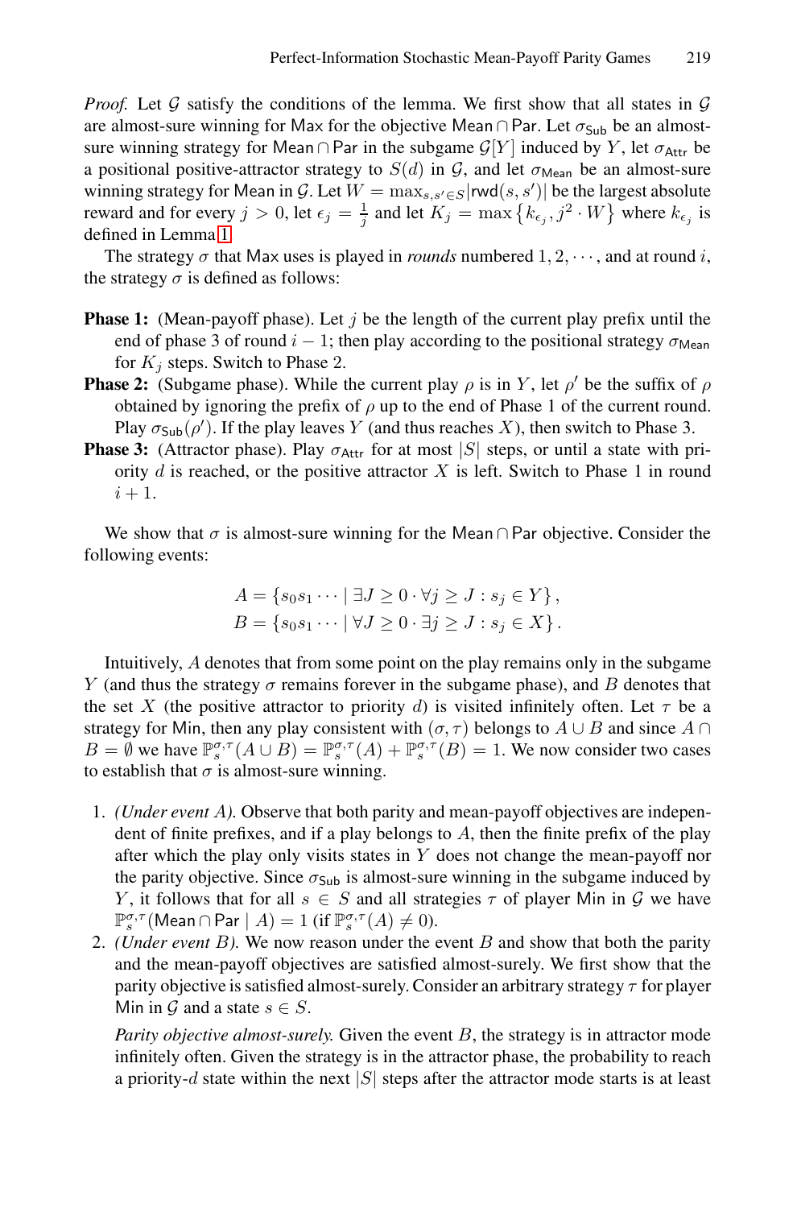*Proof.* Let $\mathcal{G}$ satisfy the conditions of the lemma. We first show that all states in $\mathcal{G}$ are almost-sure winning for Max for the objective $\mathsf{Mean} \cap \mathsf{Par}$. Let $\sigma_{\mathsf{Sub}}$ be an almost-sure winning strategy for $\mathsf{Mean} \cap \mathsf{Par}$ in the subgame $\mathcal{G}[Y]$ induced by $Y$, let $\sigma_{\mathsf{Attr}}$ be a positional positive-attractor strategy to $S(d)$ in $\mathcal{G}$, and let $\sigma_{\mathsf{Mean}}$ be an almost-sure winning strategy for Mean in $\mathcal{G}$. Let $W = \max_{s,s' \in S} |\mathsf{rwd}(s, s')|$ be the largest absolute reward and for every $j > 0$, let $\epsilon_j = \frac{1}{j}$ and let $K_j = \max\{k_{\epsilon_j}, j^2 \cdot W\}$ where $k_{\epsilon_j}$ is defined in Lemma 1.

The strategy $\sigma$ that Max uses is played in *rounds* numbered $1, 2, \cdots$, and at round $i$, the strategy $\sigma$ is defined as follows:

- **Phase 1:** (Mean-payoff phase). Let $j$ be the length of the current play prefix until the end of phase 3 of round $i - 1$; then play according to the positional strategy $\sigma_{\mathsf{Mean}}$ for $K_j$ steps. Switch to Phase 2.
- **Phase 2:** (Subgame phase). While the current play $\rho$ is in $Y$, let $\rho'$ be the suffix of $\rho$ obtained by ignoring the prefix of $\rho$ up to the end of Phase 1 of the current round. Play $\sigma_{\mathsf{Sub}}(\rho')$. If the play leaves $Y$ (and thus reaches $X$), then switch to Phase 3.
- **Phase 3:** (Attractor phase). Play $\sigma_{\mathsf{Attr}}$ for at most $|S|$ steps, or until a state with priority $d$ is reached, or the positive attractor $X$ is left. Switch to Phase 1 in round $i + 1$.

We show that $\sigma$ is almost-sure winning for the $\mathsf{Mean} \cap \mathsf{Par}$ objective. Consider the following events:

$$A = \{s_0 s_1 \cdots \mid \exists J \geq 0 \cdot \forall j \geq J : s_j \in Y\},$$
$$B = \{s_0 s_1 \cdots \mid \forall J \geq 0 \cdot \exists j \geq J : s_j \in X\}.$$

Intuitively, $A$ denotes that from some point on the play remains only in the subgame $Y$ (and thus the strategy $\sigma$ remains forever in the subgame phase), and $B$ denotes that the set $X$ (the positive attractor to priority $d$) is visited infinitely often. Let $\tau$ be a strategy for Min, then any play consistent with $(\sigma, \tau)$ belongs to $A \cup B$ and since $A \cap B = \emptyset$ we have $\mathbb{P}_s^{\sigma,\tau}(A \cup B) = \mathbb{P}_s^{\sigma,\tau}(A) + \mathbb{P}_s^{\sigma,\tau}(B) = 1$. We now consider two cases to establish that $\sigma$ is almost-sure winning.

1. *(Under event $A$).* Observe that both parity and mean-payoff objectives are independent of finite prefixes, and if a play belongs to $A$, then the finite prefix of the play after which the play only visits states in $Y$ does not change the mean-payoff nor the parity objective. Since $\sigma_{\mathsf{Sub}}$ is almost-sure winning in the subgame induced by $Y$, it follows that for all $s \in S$ and all strategies $\tau$ of player Min in $\mathcal{G}$ we have $\mathbb{P}_s^{\sigma,\tau}(\mathsf{Mean} \cap \mathsf{Par} \mid A) = 1$ (if $\mathbb{P}_s^{\sigma,\tau}(A) \neq 0$).
2. *(Under event $B$).* We now reason under the event $B$ and show that both the parity and the mean-payoff objectives are satisfied almost-surely. We first show that the parity objective is satisfied almost-surely. Consider an arbitrary strategy $\tau$ for player Min in $\mathcal{G}$ and a state $s \in S$.

   *Parity objective almost-surely.* Given the event $B$, the strategy is in attractor mode infinitely often. Given the strategy is in the attractor phase, the probability to reach a priority-$d$ state within the next $|S|$ steps after the attractor mode starts is at least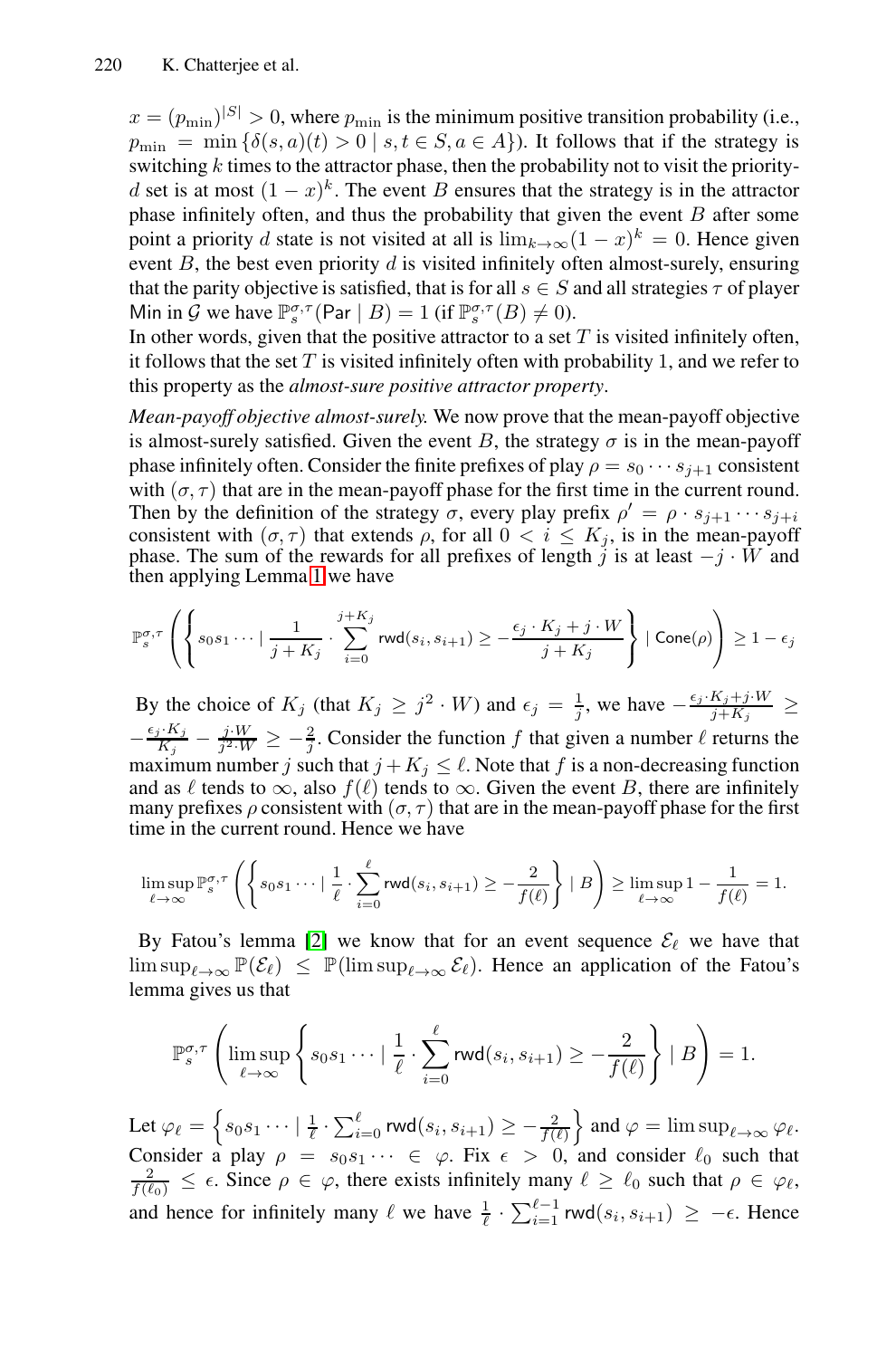$x = (p_{\min})^{|S|} > 0$, where $p_{\min}$ is the minimum positive transition probability (i.e., $p_{\min} = \min\{\delta(s,a)(t) > 0 \mid s,t \in S, a \in A\}$). It follows that if the strategy is switching $k$ times to the attractor phase, then the probability not to visit the priority-$d$ set is at most $(1-x)^k$. The event $B$ ensures that the strategy is in the attractor phase infinitely often, and thus the probability that given the event $B$ after some point a priority $d$ state is not visited at all is $\lim_{k\to\infty}(1-x)^k = 0$. Hence given event $B$, the best even priority $d$ is visited infinitely often almost-surely, ensuring that the parity objective is satisfied, that is for all $s \in S$ and all strategies $\tau$ of player Min in $\mathcal{G}$ we have $\mathbb{P}_s^{\sigma,\tau}(\mathsf{Par} \mid B) = 1$ (if $\mathbb{P}_s^{\sigma,\tau}(B) \neq 0$).

In other words, given that the positive attractor to a set $T$ is visited infinitely often, it follows that the set $T$ is visited infinitely often with probability 1, and we refer to this property as the *almost-sure positive attractor property*.

*Mean-payoff objective almost-surely.* We now prove that the mean-payoff objective is almost-surely satisfied. Given the event $B$, the strategy $\sigma$ is in the mean-payoff phase infinitely often. Consider the finite prefixes of play $\rho = s_0 \cdots s_{j+1}$ consistent with $(\sigma,\tau)$ that are in the mean-payoff phase for the first time in the current round. Then by the definition of the strategy $\sigma$, every play prefix $\rho' = \rho \cdot s_{j+1} \cdots s_{j+i}$ consistent with $(\sigma,\tau)$ that extends $\rho$, for all $0 < i \le K_j$, is in the mean-payoff phase. The sum of the rewards for all prefixes of length $j$ is at least $-j \cdot W$ and then applying Lemma 1 we have

$$\mathbb{P}_s^{\sigma,\tau}\left(\left\{s_0 s_1 \cdots \mid \frac{1}{j+K_j} \cdot \sum_{i=0}^{j+K_j} \mathsf{rwd}(s_i, s_{i+1}) \ge -\frac{\epsilon_j \cdot K_j + j \cdot W}{j+K_j}\right\} \mid \mathsf{Cone}(\rho)\right) \ge 1 - \epsilon_j$$

By the choice of $K_j$ (that $K_j \ge j^2 \cdot W$) and $\epsilon_j = \frac{1}{j}$, we have $-\frac{\epsilon_j \cdot K_j + j \cdot W}{j+K_j} \ge -\frac{\epsilon_j \cdot K_j}{K_j} - \frac{j \cdot W}{j^2 \cdot W} \ge -\frac{2}{j}$. Consider the function $f$ that given a number $\ell$ returns the maximum number $j$ such that $j + K_j \le \ell$. Note that $f$ is a non-decreasing function and as $\ell$ tends to $\infty$, also $f(\ell)$ tends to $\infty$. Given the event $B$, there are infinitely many prefixes $\rho$ consistent with $(\sigma,\tau)$ that are in the mean-payoff phase for the first time in the current round. Hence we have

$$\limsup_{\ell\to\infty} \mathbb{P}_s^{\sigma,\tau}\left(\left\{s_0 s_1 \cdots \mid \frac{1}{\ell} \cdot \sum_{i=0}^{\ell} \mathsf{rwd}(s_i, s_{i+1}) \ge -\frac{2}{f(\ell)}\right\} \mid B\right) \ge \limsup_{\ell\to\infty} 1 - \frac{1}{f(\ell)} = 1.$$

By Fatou's lemma [2] we know that for an event sequence $\mathcal{E}_\ell$ we have that $\limsup_{\ell\to\infty} \mathbb{P}(\mathcal{E}_\ell) \le \mathbb{P}(\limsup_{\ell\to\infty} \mathcal{E}_\ell)$. Hence an application of the Fatou's lemma gives us that

$$\mathbb{P}_s^{\sigma,\tau}\left(\limsup_{\ell\to\infty}\left\{s_0 s_1 \cdots \mid \frac{1}{\ell} \cdot \sum_{i=0}^{\ell} \mathsf{rwd}(s_i, s_{i+1}) \ge -\frac{2}{f(\ell)}\right\} \mid B\right) = 1.$$

Let $\varphi_\ell = \left\{s_0 s_1 \cdots \mid \frac{1}{\ell} \cdot \sum_{i=0}^{\ell} \mathsf{rwd}(s_i, s_{i+1}) \ge -\frac{2}{f(\ell)}\right\}$ and $\varphi = \limsup_{\ell\to\infty} \varphi_\ell$. Consider a play $\rho = s_0 s_1 \cdots \in \varphi$. Fix $\epsilon > 0$, and consider $\ell_0$ such that $\frac{2}{f(\ell_0)} \le \epsilon$. Since $\rho \in \varphi$, there exists infinitely many $\ell \ge \ell_0$ such that $\rho \in \varphi_\ell$, and hence for infinitely many $\ell$ we have $\frac{1}{\ell} \cdot \sum_{i=1}^{\ell-1} \mathsf{rwd}(s_i, s_{i+1}) \ge -\epsilon$. Hence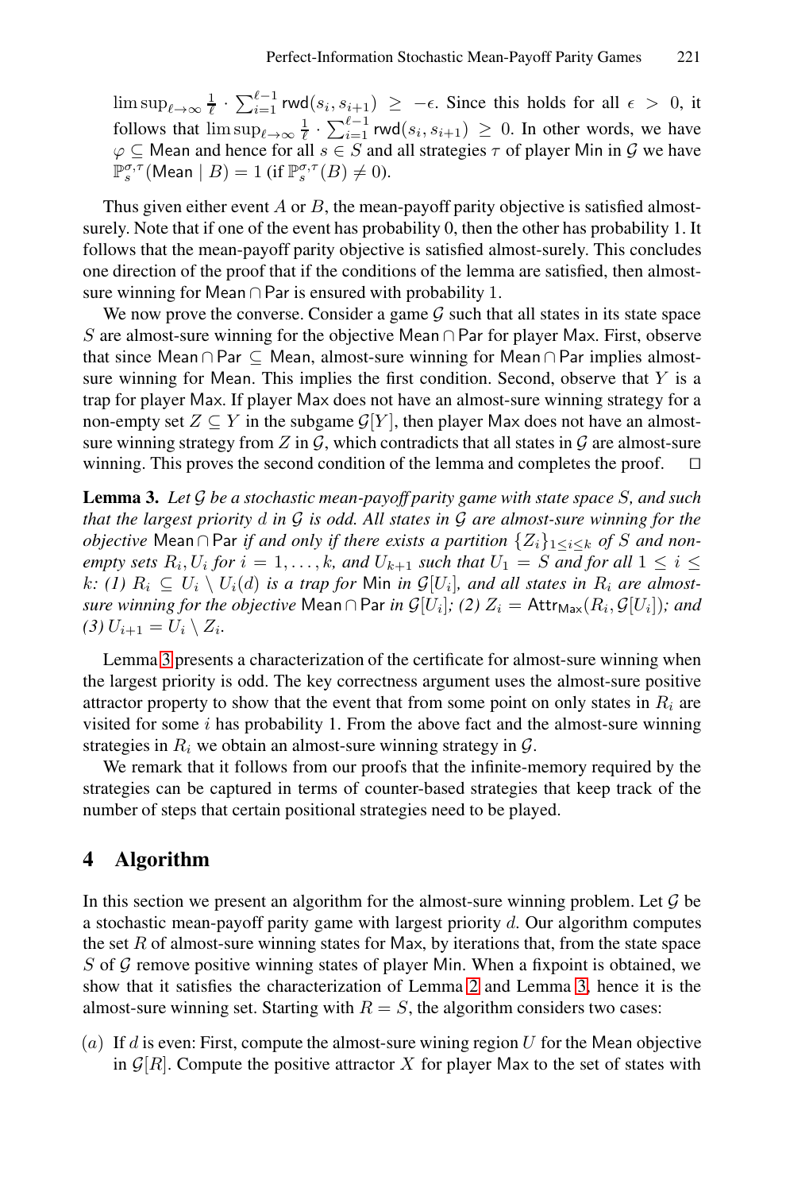$\limsup_{\ell \to \infty} \frac{1}{\ell} \cdot \sum_{i=1}^{\ell-1} \mathsf{rwd}(s_i, s_{i+1}) \geq -\epsilon$. Since this holds for all $\epsilon > 0$, it follows that $\limsup_{\ell \to \infty} \frac{1}{\ell} \cdot \sum_{i=1}^{\ell-1} \mathsf{rwd}(s_i, s_{i+1}) \geq 0$. In other words, we have $\varphi \subseteq \mathsf{Mean}$ and hence for all $s \in S$ and all strategies $\tau$ of player Min in $\mathcal{G}$ we have $\mathbb{P}_s^{\sigma,\tau}(\mathsf{Mean} \mid B) = 1$ (if $\mathbb{P}_s^{\sigma,\tau}(B) \neq 0$).

Thus given either event $A$ or $B$, the mean-payoff parity objective is satisfied almost-surely. Note that if one of the event has probability 0, then the other has probability 1. It follows that the mean-payoff parity objective is satisfied almost-surely. This concludes one direction of the proof that if the conditions of the lemma are satisfied, then almost-sure winning for $\mathsf{Mean} \cap \mathsf{Par}$ is ensured with probability 1.

We now prove the converse. Consider a game $\mathcal{G}$ such that all states in its state space $S$ are almost-sure winning for the objective $\mathsf{Mean} \cap \mathsf{Par}$ for player Max. First, observe that since $\mathsf{Mean} \cap \mathsf{Par} \subseteq \mathsf{Mean}$, almost-sure winning for $\mathsf{Mean} \cap \mathsf{Par}$ implies almost-sure winning for Mean. This implies the first condition. Second, observe that $Y$ is a trap for player Max. If player Max does not have an almost-sure winning strategy for a non-empty set $Z \subseteq Y$ in the subgame $\mathcal{G}[Y]$, then player Max does not have an almost-sure winning strategy from $Z$ in $\mathcal{G}$, which contradicts that all states in $\mathcal{G}$ are almost-sure winning. This proves the second condition of the lemma and completes the proof. □

**Lemma 3.** *Let $\mathcal{G}$ be a stochastic mean-payoff parity game with state space $S$, and such that the largest priority $d$ in $\mathcal{G}$ is odd. All states in $\mathcal{G}$ are almost-sure winning for the objective* $\mathsf{Mean} \cap \mathsf{Par}$ *if and only if there exists a partition $\{Z_i\}_{1 \leq i \leq k}$ of $S$ and non-empty sets $R_i, U_i$ for $i = 1, \ldots, k$, and $U_{k+1}$ such that $U_1 = S$ and for all $1 \leq i \leq k$: (1) $R_i \subseteq U_i \setminus U_i(d)$ is a trap for* Min *in $\mathcal{G}[U_i]$, and all states in $R_i$ are almost-sure winning for the objective* $\mathsf{Mean} \cap \mathsf{Par}$ *in $\mathcal{G}[U_i]$; (2) $Z_i = \mathsf{Attr}_{\mathsf{Max}}(R_i, \mathcal{G}[U_i])$; and (3) $U_{i+1} = U_i \setminus Z_i$.*

Lemma 3 presents a characterization of the certificate for almost-sure winning when the largest priority is odd. The key correctness argument uses the almost-sure positive attractor property to show that the event that from some point on only states in $R_i$ are visited for some $i$ has probability 1. From the above fact and the almost-sure winning strategies in $R_i$ we obtain an almost-sure winning strategy in $\mathcal{G}$.

We remark that it follows from our proofs that the infinite-memory required by the strategies can be captured in terms of counter-based strategies that keep track of the number of steps that certain positional strategies need to be played.

## 4 Algorithm

In this section we present an algorithm for the almost-sure winning problem. Let $\mathcal{G}$ be a stochastic mean-payoff parity game with largest priority $d$. Our algorithm computes the set $R$ of almost-sure winning states for Max, by iterations that, from the state space $S$ of $\mathcal{G}$ remove positive winning states of player Min. When a fixpoint is obtained, we show that it satisfies the characterization of Lemma 2 and Lemma 3, hence it is the almost-sure winning set. Starting with $R = S$, the algorithm considers two cases:

$(a)$ If $d$ is even: First, compute the almost-sure wining region $U$ for the Mean objective in $\mathcal{G}[R]$. Compute the positive attractor $X$ for player Max to the set of states with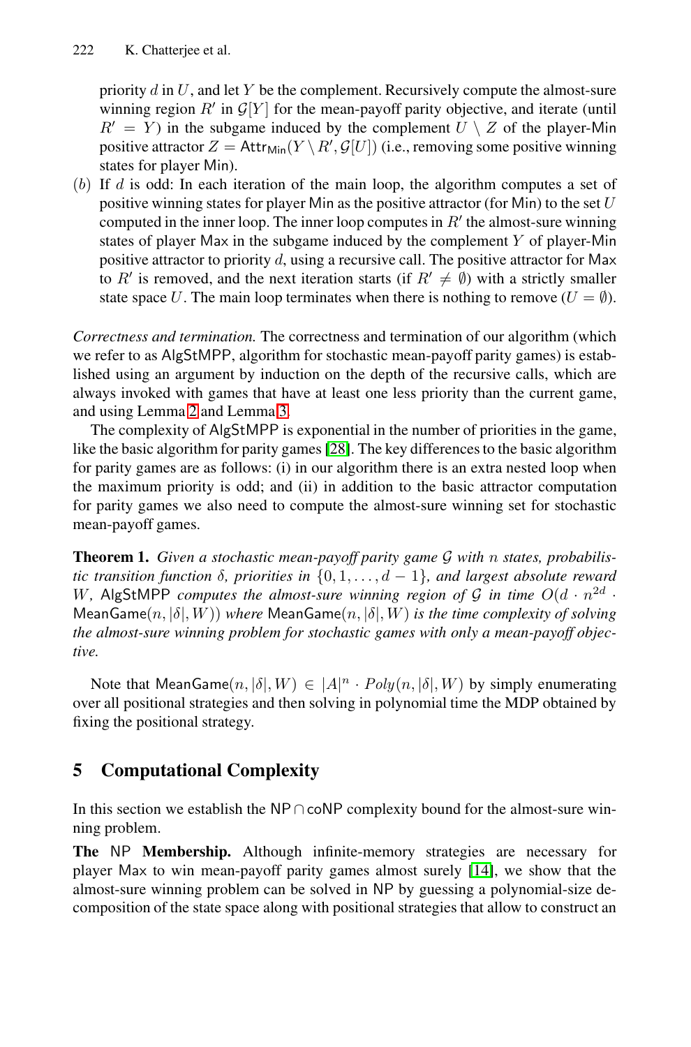priority $d$ in $U$, and let $Y$ be the complement. Recursively compute the almost-sure winning region $R'$ in $\mathcal{G}[Y]$ for the mean-payoff parity objective, and iterate (until $R' = Y$) in the subgame induced by the complement $U \setminus Z$ of the player-Min positive attractor $Z = \mathsf{Attr}_{\mathsf{Min}}(Y \setminus R', \mathcal{G}[U])$ (i.e., removing some positive winning states for player Min).

$(b)$ If $d$ is odd: In each iteration of the main loop, the algorithm computes a set of positive winning states for player Min as the positive attractor (for Min) to the set $U$ computed in the inner loop. The inner loop computes in $R'$ the almost-sure winning states of player Max in the subgame induced by the complement $Y$ of player-Min positive attractor to priority $d$, using a recursive call. The positive attractor for Max to $R'$ is removed, and the next iteration starts (if $R' \neq \emptyset$) with a strictly smaller state space $U$. The main loop terminates when there is nothing to remove ($U = \emptyset$).

*Correctness and termination.* The correctness and termination of our algorithm (which we refer to as AlgStMPP, algorithm for stochastic mean-payoff parity games) is established using an argument by induction on the depth of the recursive calls, which are always invoked with games that have at least one less priority than the current game, and using Lemma 2 and Lemma 3.

The complexity of AlgStMPP is exponential in the number of priorities in the game, like the basic algorithm for parity games [28]. The key differences to the basic algorithm for parity games are as follows: (i) in our algorithm there is an extra nested loop when the maximum priority is odd; and (ii) in addition to the basic attractor computation for parity games we also need to compute the almost-sure winning set for stochastic mean-payoff games.

**Theorem 1.** *Given a stochastic mean-payoff parity game $\mathcal{G}$ with $n$ states, probabilistic transition function $\delta$, priorities in $\{0, 1, \ldots, d-1\}$, and largest absolute reward $W$,* AlgStMPP *computes the almost-sure winning region of $\mathcal{G}$ in time $O(d \cdot n^{2d} \cdot \mathsf{MeanGame}(n, |\delta|, W))$ where $\mathsf{MeanGame}(n, |\delta|, W)$ is the time complexity of solving the almost-sure winning problem for stochastic games with only a mean-payoff objective.*

Note that $\mathsf{MeanGame}(n, |\delta|, W) \in |A|^n \cdot Poly(n, |\delta|, W)$ by simply enumerating over all positional strategies and then solving in polynomial time the MDP obtained by fixing the positional strategy.

## 5 Computational Complexity

In this section we establish the $\mathsf{NP} \cap \mathsf{coNP}$ complexity bound for the almost-sure winning problem.

**The NP Membership.** Although infinite-memory strategies are necessary for player Max to win mean-payoff parity games almost surely [14], we show that the almost-sure winning problem can be solved in NP by guessing a polynomial-size decomposition of the state space along with positional strategies that allow to construct an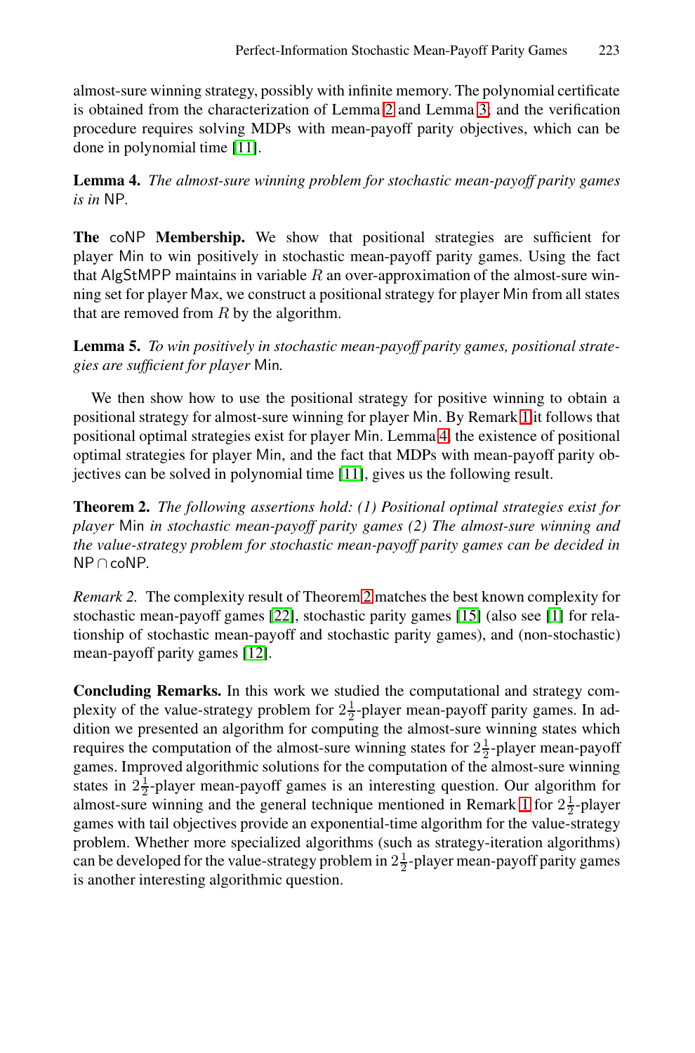almost-sure winning strategy, possibly with infinite memory. The polynomial certificate is obtained from the characterization of Lemma 2 and Lemma 3, and the verification procedure requires solving MDPs with mean-payoff parity objectives, which can be done in polynomial time [11].

**Lemma 4.** *The almost-sure winning problem for stochastic mean-payoff parity games is in* NP*.*

**The** coNP **Membership.** We show that positional strategies are sufficient for player Min to win positively in stochastic mean-payoff parity games. Using the fact that AlgStMPP maintains in variable $R$ an over-approximation of the almost-sure winning set for player Max, we construct a positional strategy for player Min from all states that are removed from $R$ by the algorithm.

**Lemma 5.** *To win positively in stochastic mean-payoff parity games, positional strategies are sufficient for player* Min*.*

We then show how to use the positional strategy for positive winning to obtain a positional strategy for almost-sure winning for player Min. By Remark 1 it follows that positional optimal strategies exist for player Min. Lemma 4, the existence of positional optimal strategies for player Min, and the fact that MDPs with mean-payoff parity objectives can be solved in polynomial time [11], gives us the following result.

**Theorem 2.** *The following assertions hold: (1) Positional optimal strategies exist for player* Min *in stochastic mean-payoff parity games (2) The almost-sure winning and the value-strategy problem for stochastic mean-payoff parity games can be decided in* $\mathsf{NP} \cap \mathsf{coNP}$*.*

*Remark 2.* The complexity result of Theorem 2 matches the best known complexity for stochastic mean-payoff games [22], stochastic parity games [15] (also see [1] for relationship of stochastic mean-payoff and stochastic parity games), and (non-stochastic) mean-payoff parity games [12].

**Concluding Remarks.** In this work we studied the computational and strategy complexity of the value-strategy problem for $2\frac{1}{2}$-player mean-payoff parity games. In addition we presented an algorithm for computing the almost-sure winning states which requires the computation of the almost-sure winning states for $2\frac{1}{2}$-player mean-payoff games. Improved algorithmic solutions for the computation of the almost-sure winning states in $2\frac{1}{2}$-player mean-payoff games is an interesting question. Our algorithm for almost-sure winning and the general technique mentioned in Remark 1 for $2\frac{1}{2}$-player games with tail objectives provide an exponential-time algorithm for the value-strategy problem. Whether more specialized algorithms (such as strategy-iteration algorithms) can be developed for the value-strategy problem in $2\frac{1}{2}$-player mean-payoff parity games is another interesting algorithmic question.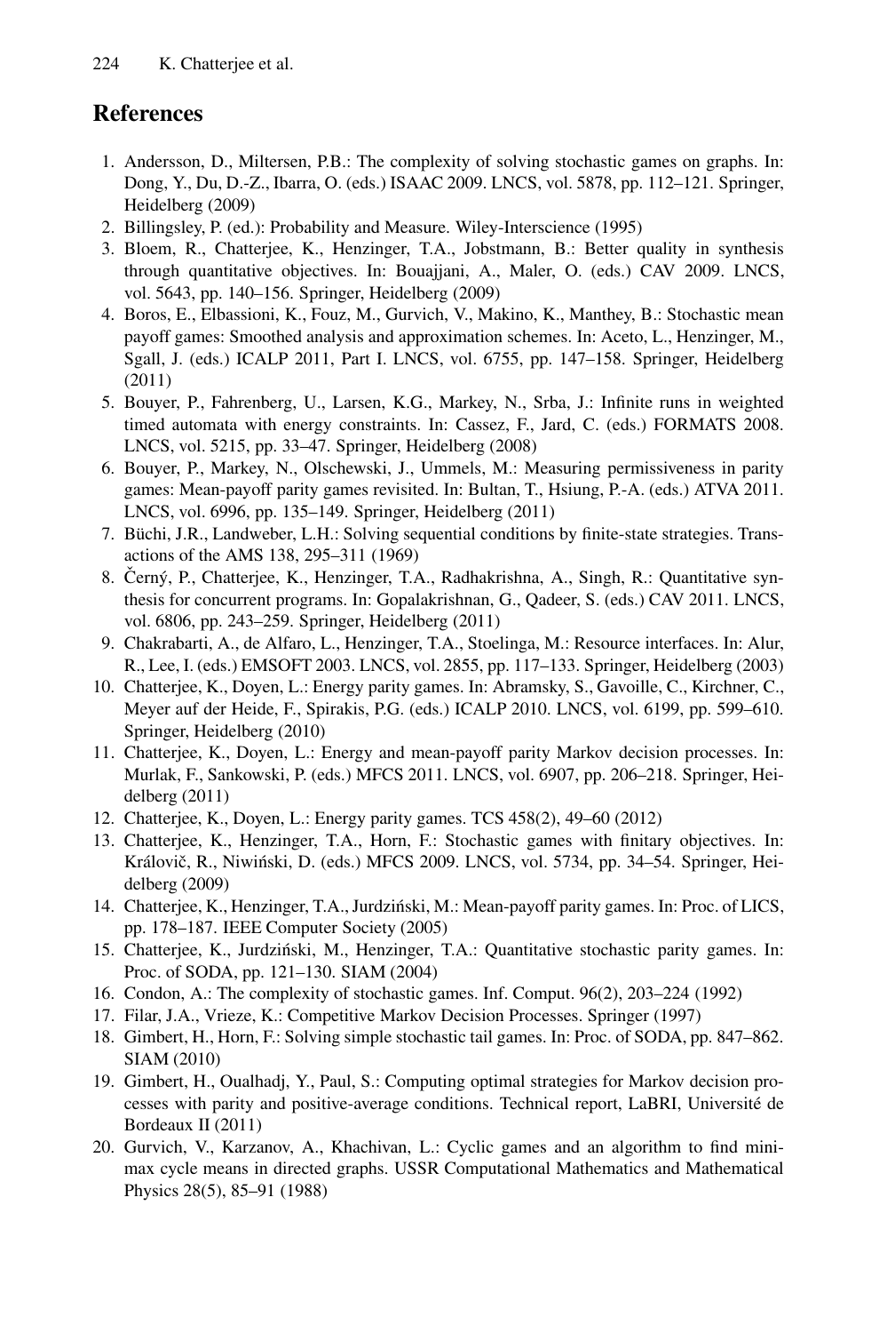## References

1. Andersson, D., Miltersen, P.B.: The complexity of solving stochastic games on graphs. In: Dong, Y., Du, D.-Z., Ibarra, O. (eds.) ISAAC 2009. LNCS, vol. 5878, pp. 112–121. Springer, Heidelberg (2009)
2. Billingsley, P. (ed.): Probability and Measure. Wiley-Interscience (1995)
3. Bloem, R., Chatterjee, K., Henzinger, T.A., Jobstmann, B.: Better quality in synthesis through quantitative objectives. In: Bouajjani, A., Maler, O. (eds.) CAV 2009. LNCS, vol. 5643, pp. 140–156. Springer, Heidelberg (2009)
4. Boros, E., Elbassioni, K., Fouz, M., Gurvich, V., Makino, K., Manthey, B.: Stochastic mean payoff games: Smoothed analysis and approximation schemes. In: Aceto, L., Henzinger, M., Sgall, J. (eds.) ICALP 2011, Part I. LNCS, vol. 6755, pp. 147–158. Springer, Heidelberg (2011)
5. Bouyer, P., Fahrenberg, U., Larsen, K.G., Markey, N., Srba, J.: Infinite runs in weighted timed automata with energy constraints. In: Cassez, F., Jard, C. (eds.) FORMATS 2008. LNCS, vol. 5215, pp. 33–47. Springer, Heidelberg (2008)
6. Bouyer, P., Markey, N., Olschewski, J., Ummels, M.: Measuring permissiveness in parity games: Mean-payoff parity games revisited. In: Bultan, T., Hsiung, P.-A. (eds.) ATVA 2011. LNCS, vol. 6996, pp. 135–149. Springer, Heidelberg (2011)
7. Büchi, J.R., Landweber, L.H.: Solving sequential conditions by finite-state strategies. Transactions of the AMS 138, 295–311 (1969)
8. Černý, P., Chatterjee, K., Henzinger, T.A., Radhakrishna, A., Singh, R.: Quantitative synthesis for concurrent programs. In: Gopalakrishnan, G., Qadeer, S. (eds.) CAV 2011. LNCS, vol. 6806, pp. 243–259. Springer, Heidelberg (2011)
9. Chakrabarti, A., de Alfaro, L., Henzinger, T.A., Stoelinga, M.: Resource interfaces. In: Alur, R., Lee, I. (eds.) EMSOFT 2003. LNCS, vol. 2855, pp. 117–133. Springer, Heidelberg (2003)
10. Chatterjee, K., Doyen, L.: Energy parity games. In: Abramsky, S., Gavoille, C., Kirchner, C., Meyer auf der Heide, F., Spirakis, P.G. (eds.) ICALP 2010. LNCS, vol. 6199, pp. 599–610. Springer, Heidelberg (2010)
11. Chatterjee, K., Doyen, L.: Energy and mean-payoff parity Markov decision processes. In: Murlak, F., Sankowski, P. (eds.) MFCS 2011. LNCS, vol. 6907, pp. 206–218. Springer, Heidelberg (2011)
12. Chatterjee, K., Doyen, L.: Energy parity games. TCS 458(2), 49–60 (2012)
13. Chatterjee, K., Henzinger, T.A., Horn, F.: Stochastic games with finitary objectives. In: Královič, R., Niwiński, D. (eds.) MFCS 2009. LNCS, vol. 5734, pp. 34–54. Springer, Heidelberg (2009)
14. Chatterjee, K., Henzinger, T.A., Jurdziński, M.: Mean-payoff parity games. In: Proc. of LICS, pp. 178–187. IEEE Computer Society (2005)
15. Chatterjee, K., Jurdziński, M., Henzinger, T.A.: Quantitative stochastic parity games. In: Proc. of SODA, pp. 121–130. SIAM (2004)
16. Condon, A.: The complexity of stochastic games. Inf. Comput. 96(2), 203–224 (1992)
17. Filar, J.A., Vrieze, K.: Competitive Markov Decision Processes. Springer (1997)
18. Gimbert, H., Horn, F.: Solving simple stochastic tail games. In: Proc. of SODA, pp. 847–862. SIAM (2010)
19. Gimbert, H., Oualhadj, Y., Paul, S.: Computing optimal strategies for Markov decision processes with parity and positive-average conditions. Technical report, LaBRI, Université de Bordeaux II (2011)
20. Gurvich, V., Karzanov, A., Khachivan, L.: Cyclic games and an algorithm to find minimax cycle means in directed graphs. USSR Computational Mathematics and Mathematical Physics 28(5), 85–91 (1988)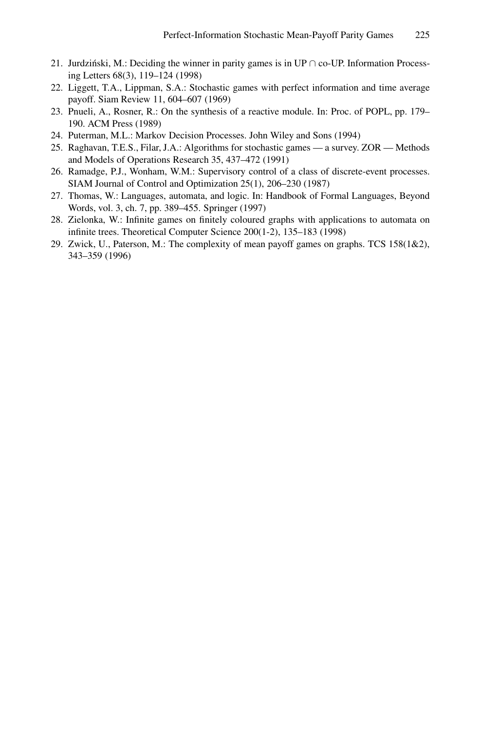21. Jurdziński, M.: Deciding the winner in parity games is in UP $\cap$ co-UP. Information Processing Letters 68(3), 119–124 (1998)
22. Liggett, T.A., Lippman, S.A.: Stochastic games with perfect information and time average payoff. Siam Review 11, 604–607 (1969)
23. Pnueli, A., Rosner, R.: On the synthesis of a reactive module. In: Proc. of POPL, pp. 179–190. ACM Press (1989)
24. Puterman, M.L.: Markov Decision Processes. John Wiley and Sons (1994)
25. Raghavan, T.E.S., Filar, J.A.: Algorithms for stochastic games — a survey. ZOR — Methods and Models of Operations Research 35, 437–472 (1991)
26. Ramadge, P.J., Wonham, W.M.: Supervisory control of a class of discrete-event processes. SIAM Journal of Control and Optimization 25(1), 206–230 (1987)
27. Thomas, W.: Languages, automata, and logic. In: Handbook of Formal Languages, Beyond Words, vol. 3, ch. 7, pp. 389–455. Springer (1997)
28. Zielonka, W.: Infinite games on finitely coloured graphs with applications to automata on infinite trees. Theoretical Computer Science 200(1-2), 135–183 (1998)
29. Zwick, U., Paterson, M.: The complexity of mean payoff games on graphs. TCS 158(1&2), 343–359 (1996)